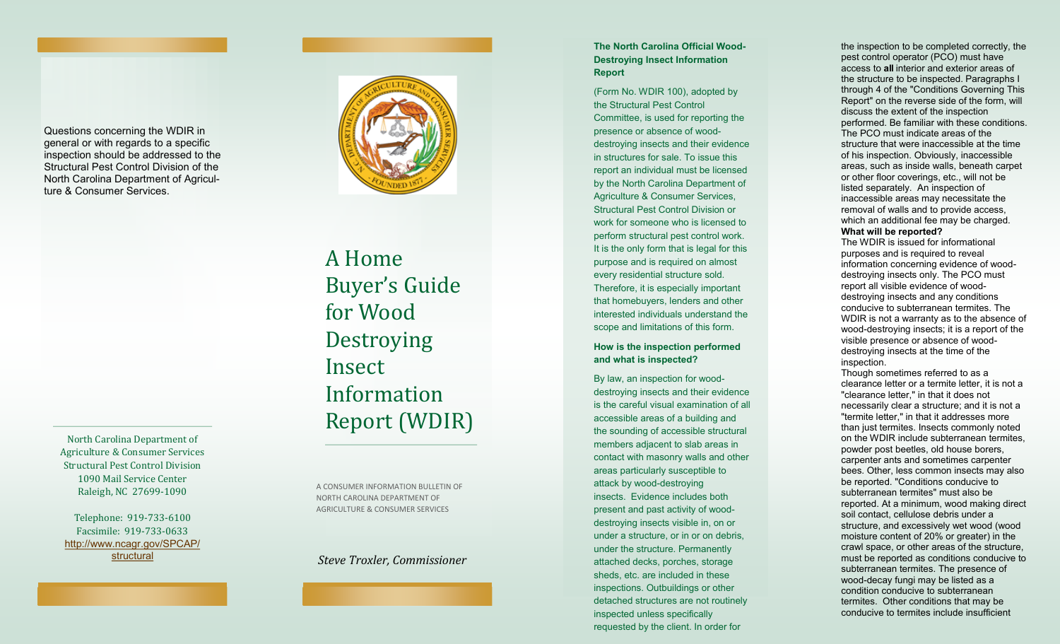Questions concerning the WDIR in general or with regards to a specific inspection should be addressed to the Structural Pest Control Division of the North Carolina Department of Agriculture & Consumer Services.

North Carolina Department of Agriculture & Consumer Services
Structural Pest Control Division
1090 Mail Service Center
Raleigh, NC 27699-1090

Telephone: 919-733-6100
Facsimile: 919-733-0633
http://www.ncagr.gov/SPCAP/structural

# A Home Buyer's Guide for Wood Destroying Insect Information Report (WDIR)

A CONSUMER INFORMATION BULLETIN OF NORTH CAROLINA DEPARTMENT OF AGRICULTURE & CONSUMER SERVICES

*Steve Troxler, Commissioner*

### The North Carolina Official Wood-Destroying Insect Information Report

(Form No. WDIR 100), adopted by the Structural Pest Control Committee, is used for reporting the presence or absence of wood-destroying insects and their evidence in structures for sale. To issue this report an individual must be licensed by the North Carolina Department of Agriculture & Consumer Services, Structural Pest Control Division or work for someone who is licensed to perform structural pest control work. It is the only form that is legal for this purpose and is required on almost every residential structure sold. Therefore, it is especially important that homebuyers, lenders and other interested individuals understand the scope and limitations of this form.

### How is the inspection performed and what is inspected?

By law, an inspection for wood-destroying insects and their evidence is the careful visual examination of all accessible areas of a building and the sounding of accessible structural members adjacent to slab areas in contact with masonry walls and other areas particularly susceptible to attack by wood-destroying insects. Evidence includes both present and past activity of wood-destroying insects visible in, on or under a structure, or in or on debris, under the structure. Permanently attached decks, porches, storage sheds, etc. are included in these inspections. Outbuildings or other detached structures are not routinely inspected unless specifically requested by the client. In order for the inspection to be completed correctly, the pest control operator (PCO) must have access to **all** interior and exterior areas of the structure to be inspected. Paragraphs I through 4 of the "Conditions Governing This Report" on the reverse side of the form, will discuss the extent of the inspection performed. Be familiar with these conditions. The PCO must indicate areas of the structure that were inaccessible at the time of his inspection. Obviously, inaccessible areas, such as inside walls, beneath carpet or other floor coverings, etc., will not be listed separately. An inspection of inaccessible areas may necessitate the removal of walls and to provide access, which an additional fee may be charged.

**What will be reported?**

The WDIR is issued for informational purposes and is required to reveal information concerning evidence of wood-destroying insects only. The PCO must report all visible evidence of wood-destroying insects and any conditions conducive to subterranean termites. The WDIR is not a warranty as to the absence of wood-destroying insects; it is a report of the visible presence or absence of wood-destroying insects at the time of the inspection.

Though sometimes referred to as a clearance letter or a termite letter, it is not a "clearance letter," in that it does not necessarily clear a structure; and it is not a "termite letter," in that it addresses more than just termites. Insects commonly noted on the WDIR include subterranean termites, powder post beetles, old house borers, carpenter ants and sometimes carpenter bees. Other, less common insects may also be reported. "Conditions conducive to subterranean termites" must also be reported. At a minimum, wood making direct soil contact, cellulose debris under a structure, and excessively wet wood (wood moisture content of 20% or greater) in the crawl space, or other areas of the structure, must be reported as conditions conducive to subterranean termites. The presence of wood-decay fungi may be listed as a condition conducive to subterranean termites. Other conditions that may be conducive to termites include insufficient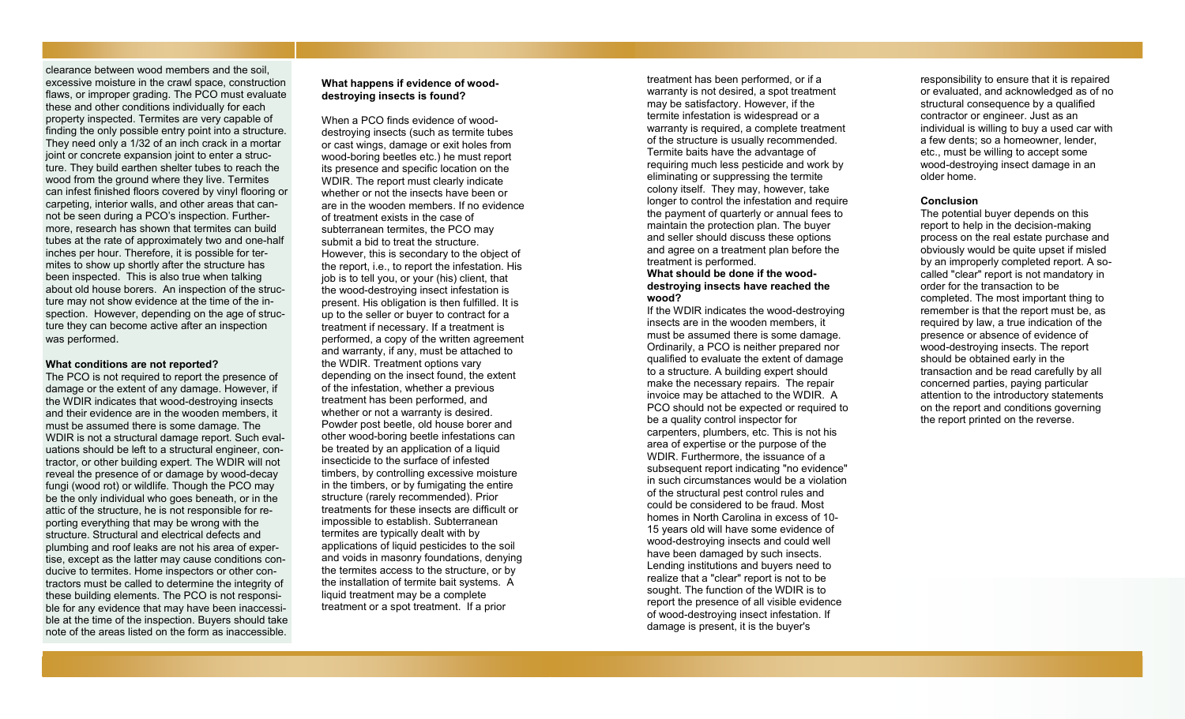clearance between wood members and the soil, excessive moisture in the crawl space, construction flaws, or improper grading. The PCO must evaluate these and other conditions individually for each property inspected. Termites are very capable of finding the only possible entry point into a structure. They need only a 1/32 of an inch crack in a mortar joint or concrete expansion joint to enter a structure. They build earthen shelter tubes to reach the wood from the ground where they live. Termites can infest finished floors covered by vinyl flooring or carpeting, interior walls, and other areas that cannot be seen during a PCO's inspection. Furthermore, research has shown that termites can build tubes at the rate of approximately two and one-half inches per hour. Therefore, it is possible for termites to show up shortly after the structure has been inspected. This is also true when talking about old house borers. An inspection of the structure may not show evidence at the time of the inspection. However, depending on the age of structure they can become active after an inspection was performed.

**What conditions are not reported?**

The PCO is not required to report the presence of damage or the extent of any damage. However, if the WDIR indicates that wood-destroying insects and their evidence are in the wooden members, it must be assumed there is some damage. The WDIR is not a structural damage report. Such evaluations should be left to a structural engineer, contractor, or other building expert. The WDIR will not reveal the presence of or damage by wood-decay fungi (wood rot) or wildlife. Though the PCO may be the only individual who goes beneath, or in the attic of the structure, he is not responsible for reporting everything that may be wrong with the structure. Structural and electrical defects and plumbing and roof leaks are not his area of expertise, except as the latter may cause conditions conducive to termites. Home inspectors or other contractors must be called to determine the integrity of these building elements. The PCO is not responsible for any evidence that may have been inaccessible at the time of the inspection. Buyers should take note of the areas listed on the form as inaccessible.

**What happens if evidence of wood-destroying insects is found?**

When a PCO finds evidence of wood-destroying insects (such as termite tubes or cast wings, damage or exit holes from wood-boring beetles etc.) he must report its presence and specific location on the WDIR. The report must clearly indicate whether or not the insects have been or are in the wooden members. If no evidence of treatment exists in the case of subterranean termites, the PCO may submit a bid to treat the structure. However, this is secondary to the object of the report, i.e., to report the infestation. His job is to tell you, or your (his) client, that the wood-destroying insect infestation is present. His obligation is then fulfilled. It is up to the seller or buyer to contract for a treatment if necessary. If a treatment is performed, a copy of the written agreement and warranty, if any, must be attached to the WDIR. Treatment options vary depending on the insect found, the extent of the infestation, whether a previous treatment has been performed, and whether or not a warranty is desired. Powder post beetle, old house borer and other wood-boring beetle infestations can be treated by an application of a liquid insecticide to the surface of infested timbers, by controlling excessive moisture in the timbers, or by fumigating the entire structure (rarely recommended). Prior treatments for these insects are difficult or impossible to establish. Subterranean termites are typically dealt with by applications of liquid pesticides to the soil and voids in masonry foundations, denying the termites access to the structure, or by the installation of termite bait systems. A liquid treatment may be a complete treatment or a spot treatment. If a prior treatment has been performed, or if a warranty is not desired, a spot treatment may be satisfactory. However, if the termite infestation is widespread or a warranty is required, a complete treatment of the structure is usually recommended. Termite baits have the advantage of requiring much less pesticide and work by eliminating or suppressing the termite colony itself. They may, however, take longer to control the infestation and require the payment of quarterly or annual fees to maintain the protection plan. The buyer and seller should discuss these options and agree on a treatment plan before the treatment is performed.

**What should be done if the wood-destroying insects have reached the wood?**

If the WDIR indicates the wood-destroying insects are in the wooden members, it must be assumed there is some damage. Ordinarily, a PCO is neither prepared nor qualified to evaluate the extent of damage to a structure. A building expert should make the necessary repairs. The repair invoice may be attached to the WDIR. A PCO should not be expected or required to be a quality control inspector for carpenters, plumbers, etc. This is not his area of expertise or the purpose of the WDIR. Furthermore, the issuance of a subsequent report indicating "no evidence" in such circumstances would be a violation of the structural pest control rules and could be considered to be fraud. Most homes in North Carolina in excess of 10-15 years old will have some evidence of wood-destroying insects and could well have been damaged by such insects. Lending institutions and buyers need to realize that a "clear" report is not to be sought. The function of the WDIR is to report the presence of all visible evidence of wood-destroying insect infestation. If damage is present, it is the buyer's responsibility to ensure that it is repaired or evaluated, and acknowledged as of no structural consequence by a qualified contractor or engineer. Just as an individual is willing to buy a used car with a few dents; so a homeowner, lender, etc., must be willing to accept some wood-destroying insect damage in an older home.

**Conclusion**

The potential buyer depends on this report to help in the decision-making process on the real estate purchase and obviously would be quite upset if misled by an improperly completed report. A so-called "clear" report is not mandatory in order for the transaction to be completed. The most important thing to remember is that the report must be, as required by law, a true indication of the presence or absence of evidence of wood-destroying insects. The report should be obtained early in the transaction and be read carefully by all concerned parties, paying particular attention to the introductory statements on the report and conditions governing the report printed on the reverse.